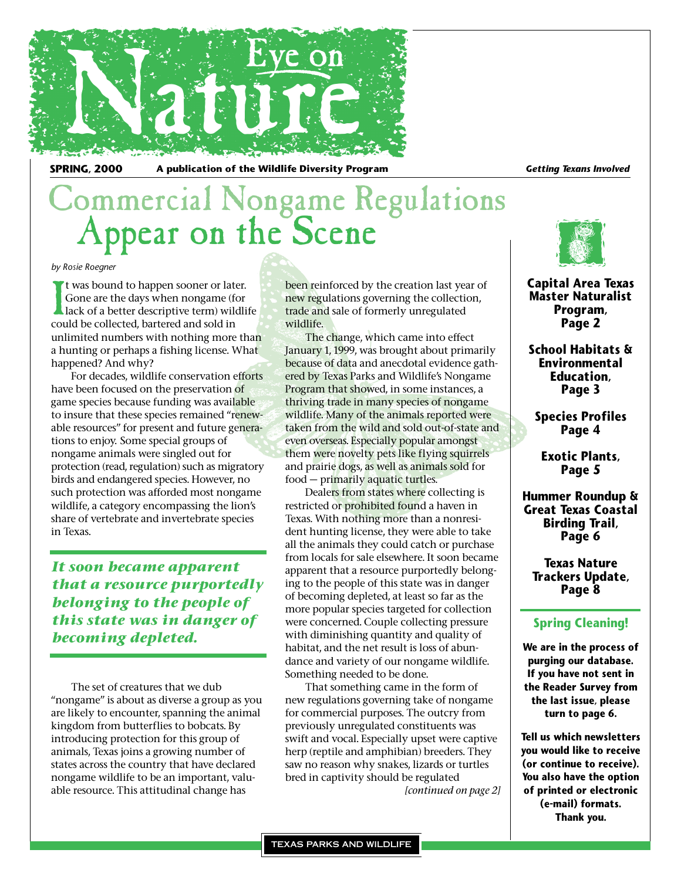# Eye on Nature

**SPRING, 2000** **A publication of the Wildlife Diversity Program** ***Getting Texans Involved***

# Commercial Nongame Regulations Appear on the Scene

*by Rosie Roegner*

It was bound to happen sooner or later. Gone are the days when nongame (for lack of a better descriptive term) wildlife could be collected, bartered and sold in unlimited numbers with nothing more than a hunting or perhaps a fishing license. What happened? And why?

For decades, wildlife conservation efforts have been focused on the preservation of game species because funding was available to insure that these species remained "renewable resources" for present and future generations to enjoy. Some special groups of nongame animals were singled out for protection (read, regulation) such as migratory birds and endangered species. However, no such protection was afforded most nongame wildlife, a category encompassing the lion's share of vertebrate and invertebrate species in Texas.

***It soon became apparent that a resource purportedly belonging to the people of this state was in danger of becoming depleted.***

The set of creatures that we dub "nongame" is about as diverse a group as you are likely to encounter, spanning the animal kingdom from butterflies to bobcats. By introducing protection for this group of animals, Texas joins a growing number of states across the country that have declared nongame wildlife to be an important, valuable resource. This attitudinal change has been reinforced by the creation last year of new regulations governing the collection, trade and sale of formerly unregulated wildlife.

The change, which came into effect January 1, 1999, was brought about primarily because of data and anecdotal evidence gathered by Texas Parks and Wildlife's Nongame Program that showed, in some instances, a thriving trade in many species of nongame wildlife. Many of the animals reported were taken from the wild and sold out-of-state and even overseas. Especially popular amongst them were novelty pets like flying squirrels and prairie dogs, as well as animals sold for food — primarily aquatic turtles.

Dealers from states where collecting is restricted or prohibited found a haven in Texas. With nothing more than a nonresident hunting license, they were able to take all the animals they could catch or purchase from locals for sale elsewhere. It soon became apparent that a resource purportedly belonging to the people of this state was in danger of becoming depleted, at least so far as the more popular species targeted for collection were concerned. Couple collecting pressure with diminishing quantity and quality of habitat, and the net result is loss of abundance and variety of our nongame wildlife. Something needed to be done.

That something came in the form of new regulations governing take of nongame for commercial purposes. The outcry from previously unregulated constituents was swift and vocal. Especially upset were captive herp (reptile and amphibian) breeders. They saw no reason why snakes, lizards or turtles bred in captivity should be regulated

*[continued on page 2]*

---

**Capital Area Texas Master Naturalist Program, Page 2**

**School Habitats & Environmental Education, Page 3**

**Species Profiles Page 4**

**Exotic Plants, Page 5**

**Hummer Roundup & Great Texas Coastal Birding Trail, Page 6**

**Texas Nature Trackers Update, Page 8**

### Spring Cleaning!

**We are in the process of purging our database. If you have not sent in the Reader Survey from the last issue, please turn to page 6.**

**Tell us which newsletters you would like to receive (or continue to receive). You also have the option of printed or electronic (e-mail) formats. Thank you.**

TEXAS PARKS AND WILDLIFE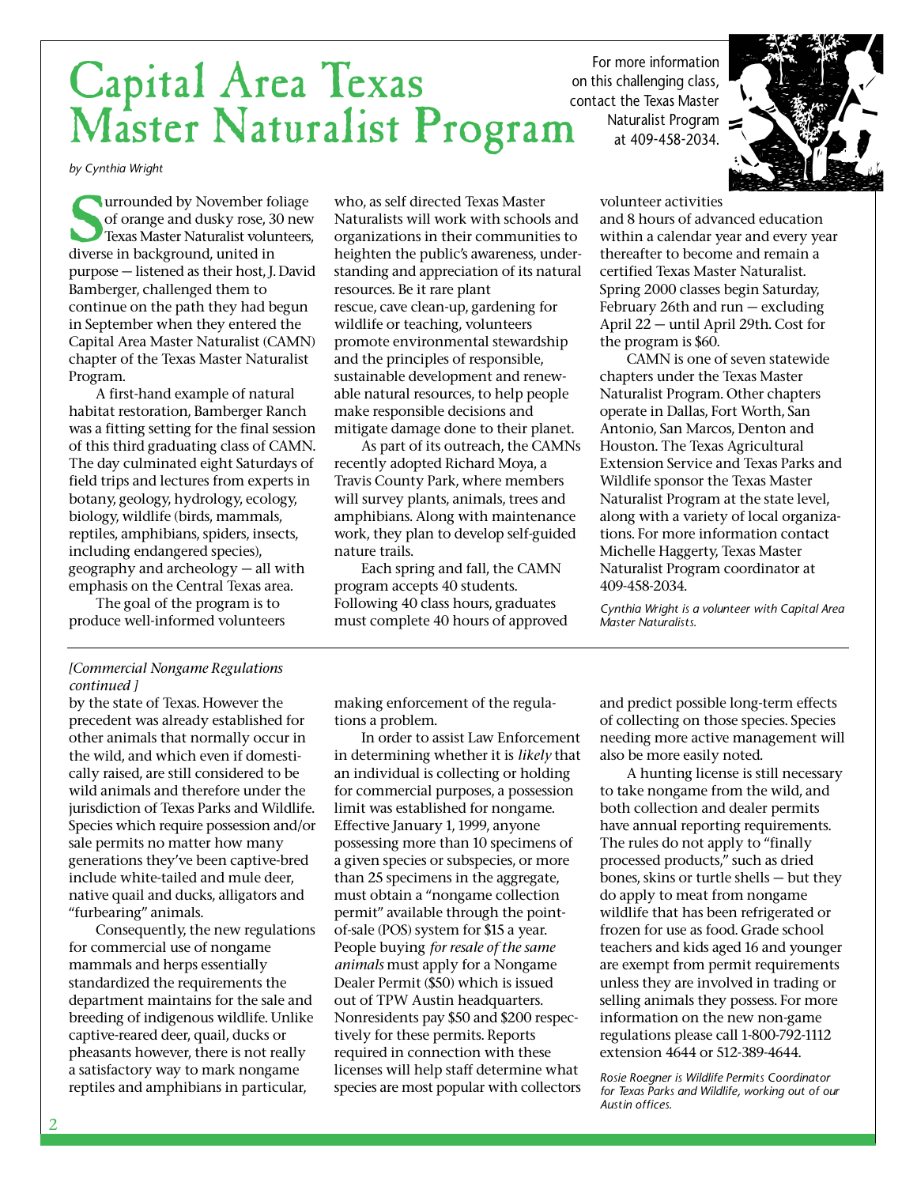# Capital Area Texas Master Naturalist Program

*by Cynthia Wright*

For more information on this challenging class, contact the Texas Master Naturalist Program at 409-458-2034.

Surrounded by November foliage of orange and dusky rose, 30 new Texas Master Naturalist volunteers, diverse in background, united in purpose — listened as their host, J. David Bamberger, challenged them to continue on the path they had begun in September when they entered the Capital Area Master Naturalist (CAMN) chapter of the Texas Master Naturalist Program.

A first-hand example of natural habitat restoration, Bamberger Ranch was a fitting setting for the final session of this third graduating class of CAMN. The day culminated eight Saturdays of field trips and lectures from experts in botany, geology, hydrology, ecology, biology, wildlife (birds, mammals, reptiles, amphibians, spiders, insects, including endangered species), geography and archeology — all with emphasis on the Central Texas area.

The goal of the program is to produce well-informed volunteers who, as self directed Texas Master Naturalists will work with schools and organizations in their communities to heighten the public's awareness, understanding and appreciation of its natural resources. Be it rare plant rescue, cave clean-up, gardening for wildlife or teaching, volunteers promote environmental stewardship and the principles of responsible, sustainable development and renewable natural resources, to help people make responsible decisions and mitigate damage done to their planet.

As part of its outreach, the CAMNs recently adopted Richard Moya, a Travis County Park, where members will survey plants, animals, trees and amphibians. Along with maintenance work, they plan to develop self-guided nature trails.

Each spring and fall, the CAMN program accepts 40 students. Following 40 class hours, graduates must complete 40 hours of approved volunteer activities and 8 hours of advanced education within a calendar year and every year thereafter to become and remain a certified Texas Master Naturalist. Spring 2000 classes begin Saturday, February 26th and run — excluding April 22 — until April 29th. Cost for the program is $60.

CAMN is one of seven statewide chapters under the Texas Master Naturalist Program. Other chapters operate in Dallas, Fort Worth, San Antonio, San Marcos, Denton and Houston. The Texas Agricultural Extension Service and Texas Parks and Wildlife sponsor the Texas Master Naturalist Program at the state level, along with a variety of local organizations. For more information contact Michelle Haggerty, Texas Master Naturalist Program coordinator at 409-458-2034.

*Cynthia Wright is a volunteer with Capital Area Master Naturalists.*

---

*[Commercial Nongame Regulations continued ]*

by the state of Texas. However the precedent was already established for other animals that normally occur in the wild, and which even if domestically raised, are still considered to be wild animals and therefore under the jurisdiction of Texas Parks and Wildlife. Species which require possession and/or sale permits no matter how many generations they've been captive-bred include white-tailed and mule deer, native quail and ducks, alligators and "furbearing" animals.

Consequently, the new regulations for commercial use of nongame mammals and herps essentially standardized the requirements the department maintains for the sale and breeding of indigenous wildlife. Unlike captive-reared deer, quail, ducks or pheasants however, there is not really a satisfactory way to mark nongame reptiles and amphibians in particular, making enforcement of the regulations a problem.

In order to assist Law Enforcement in determining whether it is *likely* that an individual is collecting or holding for commercial purposes, a possession limit was established for nongame. Effective January 1, 1999, anyone possessing more than 10 specimens of a given species or subspecies, or more than 25 specimens in the aggregate, must obtain a "nongame collection permit" available through the point-of-sale (POS) system for $15 a year. People buying *for resale of the same animals* must apply for a Nongame Dealer Permit ($50) which is issued out of TPW Austin headquarters. Nonresidents pay $50 and $200 respectively for these permits. Reports required in connection with these licenses will help staff determine what species are most popular with collectors and predict possible long-term effects of collecting on those species. Species needing more active management will also be more easily noted.

A hunting license is still necessary to take nongame from the wild, and both collection and dealer permits have annual reporting requirements. The rules do not apply to "finally processed products," such as dried bones, skins or turtle shells — but they do apply to meat from nongame wildlife that has been refrigerated or frozen for use as food. Grade school teachers and kids aged 16 and younger are exempt from permit requirements unless they are involved in trading or selling animals they possess. For more information on the new non-game regulations please call 1-800-792-1112 extension 4644 or 512-389-4644.

*Rosie Roegner is Wildlife Permits Coordinator for Texas Parks and Wildlife, working out of our Austin offices.*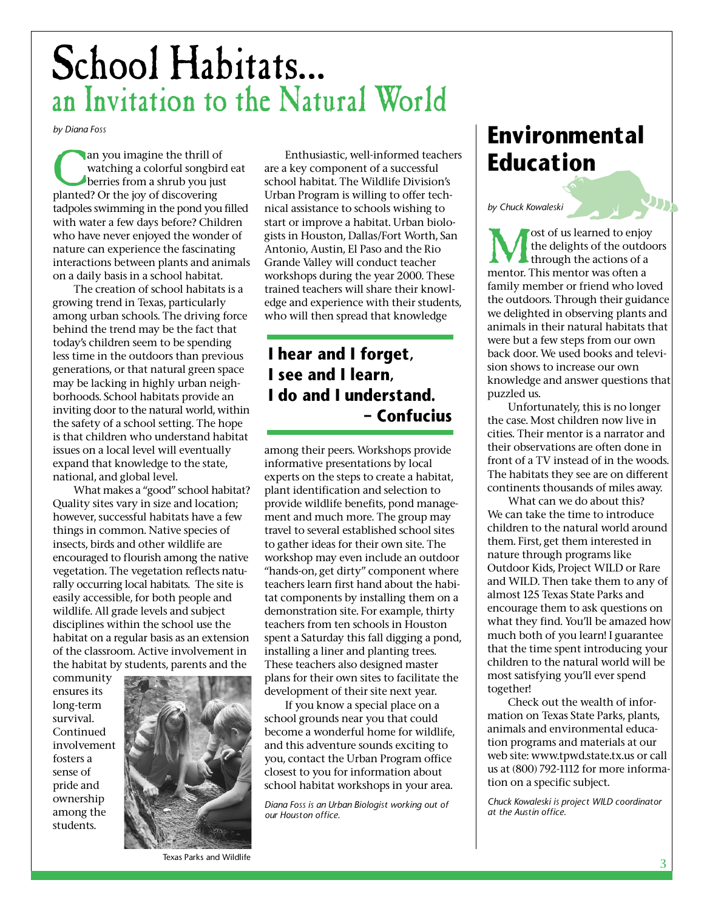# School Habitats...
## an Invitation to the Natural World

*by Diana Foss*

Can you imagine the thrill of watching a colorful songbird eat berries from a shrub you just planted? Or the joy of discovering tadpoles swimming in the pond you filled with water a few days before? Children who have never enjoyed the wonder of nature can experience the fascinating interactions between plants and animals on a daily basis in a school habitat.

The creation of school habitats is a growing trend in Texas, particularly among urban schools. The driving force behind the trend may be the fact that today's children seem to be spending less time in the outdoors than previous generations, or that natural green space may be lacking in highly urban neighborhoods. School habitats provide an inviting door to the natural world, within the safety of a school setting. The hope is that children who understand habitat issues on a local level will eventually expand that knowledge to the state, national, and global level.

What makes a "good" school habitat? Quality sites vary in size and location; however, successful habitats have a few things in common. Native species of insects, birds and other wildlife are encouraged to flourish among the native vegetation. The vegetation reflects naturally occurring local habitats. The site is easily accessible, for both people and wildlife. All grade levels and subject disciplines within the school use the habitat on a regular basis as an extension of the classroom. Active involvement in the habitat by students, parents and the community ensures its long-term survival. Continued involvement fosters a sense of pride and ownership among the students.

Texas Parks and Wildlife

Enthusiastic, well-informed teachers are a key component of a successful school habitat. The Wildlife Division's Urban Program is willing to offer technical assistance to schools wishing to start or improve a habitat. Urban biologists in Houston, Dallas/Fort Worth, San Antonio, Austin, El Paso and the Rio Grande Valley will conduct teacher workshops during the year 2000. These trained teachers will share their knowledge and experience with their students, who will then spread that knowledge among their peers. Workshops provide informative presentations by local experts on the steps to create a habitat, plant identification and selection to provide wildlife benefits, pond management and much more. The group may travel to several established school sites to gather ideas for their own site. The workshop may even include an outdoor "hands-on, get dirty" component where teachers learn first hand about the habitat components by installing them on a demonstration site. For example, thirty teachers from ten schools in Houston spent a Saturday this fall digging a pond, installing a liner and planting trees. These teachers also designed master plans for their own sites to facilitate the development of their site next year.

> **I hear and I forget,**
> **I see and I learn,**
> **I do and I understand.**
> **– Confucius**

If you know a special place on a school grounds near you that could become a wonderful home for wildlife, and this adventure sounds exciting to you, contact the Urban Program office closest to you for information about school habitat workshops in your area.

*Diana Foss is an Urban Biologist working out of our Houston office.*

# Environmental Education

*by Chuck Kowaleski*

Most of us learned to enjoy the delights of the outdoors through the actions of a mentor. This mentor was often a family member or friend who loved the outdoors. Through their guidance we delighted in observing plants and animals in their natural habitats that were but a few steps from our own back door. We used books and television shows to increase our own knowledge and answer questions that puzzled us.

Unfortunately, this is no longer the case. Most children now live in cities. Their mentor is a narrator and their observations are often done in front of a TV instead of in the woods. The habitats they see are on different continents thousands of miles away.

What can we do about this? We can take the time to introduce children to the natural world around them. First, get them interested in nature through programs like Outdoor Kids, Project WILD or Rare and WILD. Then take them to any of almost 125 Texas State Parks and encourage them to ask questions on what they find. You'll be amazed how much both of you learn! I guarantee that the time spent introducing your children to the natural world will be most satisfying you'll ever spend together!

Check out the wealth of information on Texas State Parks, plants, animals and environmental education programs and materials at our web site: www.tpwd.state.tx.us or call us at (800) 792-1112 for more information on a specific subject.

*Chuck Kowaleski is project WILD coordinator at the Austin office.*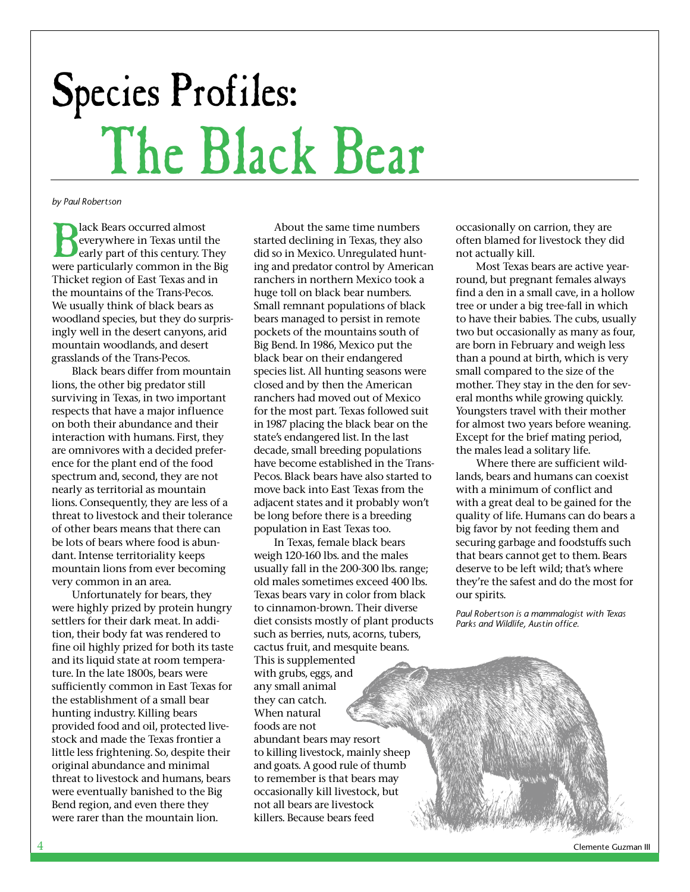# Species Profiles: The Black Bear

*by Paul Robertson*

Black Bears occurred almost everywhere in Texas until the early part of this century. They were particularly common in the Big Thicket region of East Texas and in the mountains of the Trans-Pecos. We usually think of black bears as woodland species, but they do surprisingly well in the desert canyons, arid mountain woodlands, and desert grasslands of the Trans-Pecos.

Black bears differ from mountain lions, the other big predator still surviving in Texas, in two important respects that have a major influence on both their abundance and their interaction with humans. First, they are omnivores with a decided preference for the plant end of the food spectrum and, second, they are not nearly as territorial as mountain lions. Consequently, they are less of a threat to livestock and their tolerance of other bears means that there can be lots of bears where food is abundant. Intense territoriality keeps mountain lions from ever becoming very common in an area.

Unfortunately for bears, they were highly prized by protein hungry settlers for their dark meat. In addition, their body fat was rendered to fine oil highly prized for both its taste and its liquid state at room temperature. In the late 1800s, bears were sufficiently common in East Texas for the establishment of a small bear hunting industry. Killing bears provided food and oil, protected livestock and made the Texas frontier a little less frightening. So, despite their original abundance and minimal threat to livestock and humans, bears were eventually banished to the Big Bend region, and even there they were rarer than the mountain lion.

About the same time numbers started declining in Texas, they also did so in Mexico. Unregulated hunting and predator control by American ranchers in northern Mexico took a huge toll on black bear numbers. Small remnant populations of black bears managed to persist in remote pockets of the mountains south of Big Bend. In 1986, Mexico put the black bear on their endangered species list. All hunting seasons were closed and by then the American ranchers had moved out of Mexico for the most part. Texas followed suit in 1987 placing the black bear on the state's endangered list. In the last decade, small breeding populations have become established in the Trans-Pecos. Black bears have also started to move back into East Texas from the adjacent states and it probably won't be long before there is a breeding population in East Texas too.

In Texas, female black bears weigh 120-160 lbs. and the males usually fall in the 200-300 lbs. range; old males sometimes exceed 400 lbs. Texas bears vary in color from black to cinnamon-brown. Their diverse diet consists mostly of plant products such as berries, nuts, acorns, tubers, cactus fruit, and mesquite beans. This is supplemented with grubs, eggs, and any small animal they can catch. When natural foods are not abundant bears may resort to killing livestock, mainly sheep and goats. A good rule of thumb to remember is that bears may occasionally kill livestock, but not all bears are livestock killers. Because bears feed occasionally on carrion, they are often blamed for livestock they did not actually kill.

Most Texas bears are active year-round, but pregnant females always find a den in a small cave, in a hollow tree or under a big tree-fall in which to have their babies. The cubs, usually two but occasionally as many as four, are born in February and weigh less than a pound at birth, which is very small compared to the size of the mother. They stay in the den for several months while growing quickly. Youngsters travel with their mother for almost two years before weaning. Except for the brief mating period, the males lead a solitary life.

Where there are sufficient wildlands, bears and humans can coexist with a minimum of conflict and with a great deal to be gained for the quality of life. Humans can do bears a big favor by not feeding them and securing garbage and foodstuffs such that bears cannot get to them. Bears deserve to be left wild; that's where they're the safest and do the most for our spirits.

*Paul Robertson is a mammalogist with Texas Parks and Wildlife, Austin office.*

Clemente Guzman III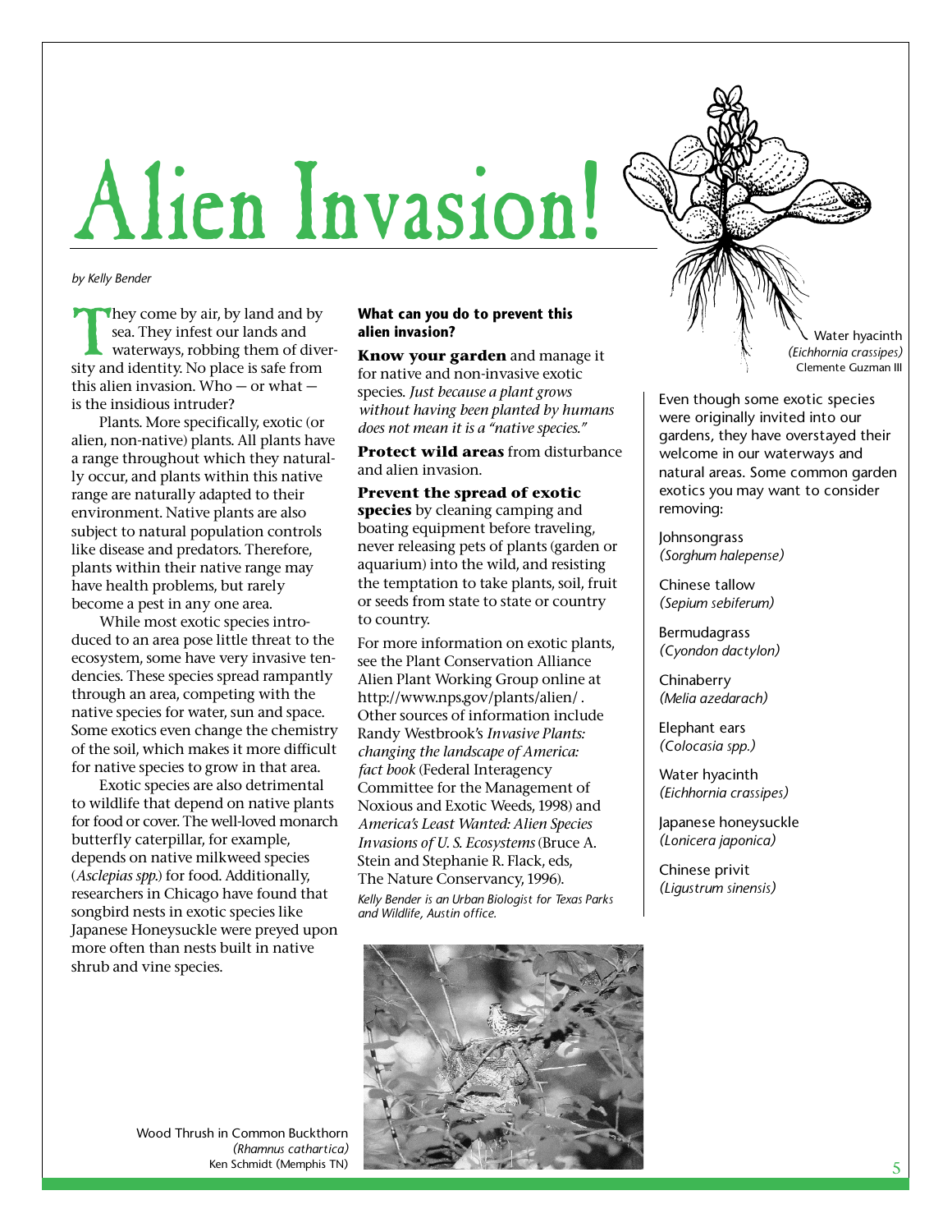# Alien Invasion!

*by Kelly Bender*

They come by air, by land and by sea. They infest our lands and waterways, robbing them of diversity and identity. No place is safe from this alien invasion. Who — or what — is the insidious intruder?

Plants. More specifically, exotic (or alien, non-native) plants. All plants have a range throughout which they naturally occur, and plants within this native range are naturally adapted to their environment. Native plants are also subject to natural population controls like disease and predators. Therefore, plants within their native range may have health problems, but rarely become a pest in any one area.

While most exotic species introduced to an area pose little threat to the ecosystem, some have very invasive tendencies. These species spread rampantly through an area, competing with the native species for water, sun and space. Some exotics even change the chemistry of the soil, which makes it more difficult for native species to grow in that area.

Exotic species are also detrimental to wildlife that depend on native plants for food or cover. The well-loved monarch butterfly caterpillar, for example, depends on native milkweed species (*Asclepias spp.*) for food. Additionally, researchers in Chicago have found that songbird nests in exotic species like Japanese Honeysuckle were preyed upon more often than nests built in native shrub and vine species.

**What can you do to prevent this alien invasion?**

**Know your garden** and manage it for native and non-invasive exotic species. *Just because a plant grows without having been planted by humans does not mean it is a "native species."*

**Protect wild areas** from disturbance and alien invasion.

**Prevent the spread of exotic species** by cleaning camping and boating equipment before traveling, never releasing pets of plants (garden or aquarium) into the wild, and resisting the temptation to take plants, soil, fruit or seeds from state to state or country to country.

For more information on exotic plants, see the Plant Conservation Alliance Alien Plant Working Group online at http://www.nps.gov/plants/alien/ . Other sources of information include Randy Westbrook's *Invasive Plants: changing the landscape of America: fact book* (Federal Interagency Committee for the Management of Noxious and Exotic Weeds, 1998) and *America's Least Wanted: Alien Species Invasions of U. S. Ecosystems* (Bruce A. Stein and Stephanie R. Flack, eds, The Nature Conservancy, 1996).

*Kelly Bender is an Urban Biologist for Texas Parks and Wildlife, Austin office.*

Water hyacinth
*(Eichhornia crassipes)*
Clemente Guzman III

Even though some exotic species were originally invited into our gardens, they have overstayed their welcome in our waterways and natural areas. Some common garden exotics you may want to consider removing:

Johnsongrass
*(Sorghum halepense)*

Chinese tallow
*(Sepium sebiferum)*

Bermudagrass
*(Cyondon dactylon)*

Chinaberry
*(Melia azedarach)*

Elephant ears
*(Colocasia spp.)*

Water hyacinth
*(Eichhornia crassipes)*

Japanese honeysuckle
*(Lonicera japonica)*

Chinese privit
*(Ligustrum sinensis)*

Wood Thrush in Common Buckthorn
*(Rhamnus cathartica)*
Ken Schmidt (Memphis TN)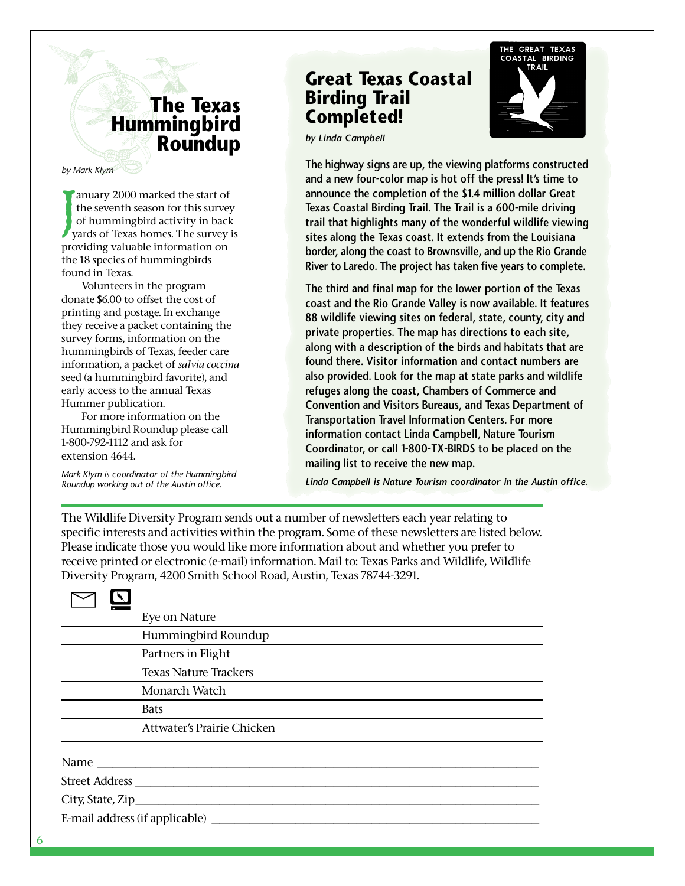# The Texas Hummingbird Roundup

*by Mark Klym*

January 2000 marked the start of the seventh season for this survey of hummingbird activity in back yards of Texas homes. The survey is providing valuable information on the 18 species of hummingbirds found in Texas.

Volunteers in the program donate $6.00 to offset the cost of printing and postage. In exchange they receive a packet containing the survey forms, information on the hummingbirds of Texas, feeder care information, a packet of *salvia coccina* seed (a hummingbird favorite), and early access to the annual Texas Hummer publication.

For more information on the Hummingbird Roundup please call 1-800-792-1112 and ask for extension 4644.

*Mark Klym is coordinator of the Hummingbird Roundup working out of the Austin office.*

# Great Texas Coastal Birding Trail Completed!

*by Linda Campbell*

THE GREAT TEXAS COASTAL BIRDING TRAIL

**The highway signs are up, the viewing platforms constructed and a new four-color map is hot off the press! It's time to announce the completion of the $1.4 million dollar Great Texas Coastal Birding Trail. The Trail is a 600-mile driving trail that highlights many of the wonderful wildlife viewing sites along the Texas coast. It extends from the Louisiana border, along the coast to Brownsville, and up the Rio Grande River to Laredo. The project has taken five years to complete.**

**The third and final map for the lower portion of the Texas coast and the Rio Grande Valley is now available. It features 88 wildlife viewing sites on federal, state, county, city and private properties. The map has directions to each site, along with a description of the birds and habitats that are found there. Visitor information and contact numbers are also provided. Look for the map at state parks and wildlife refuges along the coast, Chambers of Commerce and Convention and Visitors Bureaus, and Texas Department of Transportation Travel Information Centers. For more information contact Linda Campbell, Nature Tourism Coordinator, or call 1-800-TX-BIRDS to be placed on the mailing list to receive the new map.**

***Linda Campbell is Nature Tourism coordinator in the Austin office.***

---

The Wildlife Diversity Program sends out a number of newsletters each year relating to specific interests and activities within the program. Some of these newsletters are listed below. Please indicate those you would like more information about and whether you prefer to receive printed or electronic (e-mail) information. Mail to: Texas Parks and Wildlife, Wildlife Diversity Program, 4200 Smith School Road, Austin, Texas 78744-3291.

| Mail | E-mail | Newsletter |
|---|---|---|
| | | Eye on Nature |
| | | Hummingbird Roundup |
| | | Partners in Flight |
| | | Texas Nature Trackers |
| | | Monarch Watch |
| | | Bats |
| | | Attwater's Prairie Chicken |

Name ______________________________________________

Street Address ______________________________________

City, State, Zip______________________________________

E-mail address (if applicable) __________________________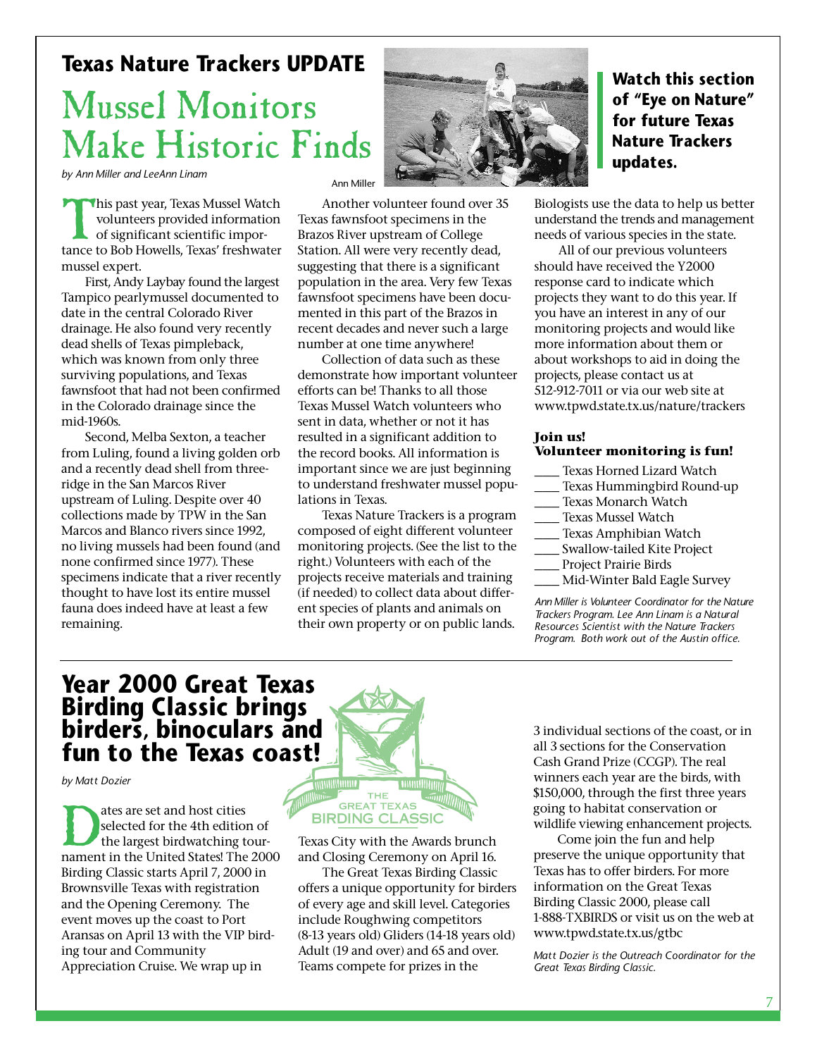## Texas Nature Trackers UPDATE

# Mussel Monitors Make Historic Finds

*by Ann Miller and LeeAnn Linam*

Ann Miller

This past year, Texas Mussel Watch volunteers provided information of significant scientific importance to Bob Howells, Texas' freshwater mussel expert.

First, Andy Laybay found the largest Tampico pearlymussel documented to date in the central Colorado River drainage. He also found very recently dead shells of Texas pimpleback, which was known from only three surviving populations, and Texas fawnsfoot that had not been confirmed in the Colorado drainage since the mid-1960s.

Second, Melba Sexton, a teacher from Luling, found a living golden orb and a recently dead shell from threeridge in the San Marcos River upstream of Luling. Despite over 40 collections made by TPW in the San Marcos and Blanco rivers since 1992, no living mussels had been found (and none confirmed since 1977). These specimens indicate that a river recently thought to have lost its entire mussel fauna does indeed have at least a few remaining.

Another volunteer found over 35 Texas fawnsfoot specimens in the Brazos River upstream of College Station. All were very recently dead, suggesting that there is a significant population in the area. Very few Texas fawnsfoot specimens have been documented in this part of the Brazos in recent decades and never such a large number at one time anywhere!

Collection of data such as these demonstrate how important volunteer efforts can be! Thanks to all those Texas Mussel Watch volunteers who sent in data, whether or not it has resulted in a significant addition to the record books. All information is important since we are just beginning to understand freshwater mussel populations in Texas.

Texas Nature Trackers is a program composed of eight different volunteer monitoring projects. (See the list to the right.) Volunteers with each of the projects receive materials and training (if needed) to collect data about different species of plants and animals on their own property or on public lands. Biologists use the data to help us better understand the trends and management needs of various species in the state.

All of our previous volunteers should have received the Y2000 response card to indicate which projects they want to do this year. If you have an interest in any of our monitoring projects and would like more information about them or about workshops to aid in doing the projects, please contact us at 512-912-7011 or via our web site at www.tpwd.state.tx.us/nature/trackers

**Watch this section of "Eye on Nature" for future Texas Nature Trackers updates.**

**Join us!**
**Volunteer monitoring is fun!**

- ____ Texas Horned Lizard Watch
- ____ Texas Hummingbird Round-up
- ____ Texas Monarch Watch
- ____ Texas Mussel Watch
- ____ Texas Amphibian Watch
- ____ Swallow-tailed Kite Project
- ____ Project Prairie Birds
- ____ Mid-Winter Bald Eagle Survey

*Ann Miller is Volunteer Coordinator for the Nature Trackers Program. Lee Ann Linam is a Natural Resources Scientist with the Nature Trackers Program. Both work out of the Austin office.*

---

# Year 2000 Great Texas Birding Classic brings birders, binoculars and fun to the Texas coast!

*by Matt Dozier*

THE GREAT TEXAS BIRDING CLASSIC

Dates are set and host cities selected for the 4th edition of the largest birdwatching tournament in the United States! The 2000 Birding Classic starts April 7, 2000 in Brownsville Texas with registration and the Opening Ceremony. The event moves up the coast to Port Aransas on April 13 with the VIP birding tour and Community Appreciation Cruise. We wrap up in Texas City with the Awards brunch and Closing Ceremony on April 16.

The Great Texas Birding Classic offers a unique opportunity for birders of every age and skill level. Categories include Roughwing competitors (8-13 years old) Gliders (14-18 years old) Adult (19 and over) and 65 and over. Teams compete for prizes in the 3 individual sections of the coast, or in all 3 sections for the Conservation Cash Grand Prize (CCGP). The real winners each year are the birds, with $150,000, through the first three years going to habitat conservation or wildlife viewing enhancement projects.

Come join the fun and help preserve the unique opportunity that Texas has to offer birders. For more information on the Great Texas Birding Classic 2000, please call 1-888-TXBIRDS or visit us on the web at www.tpwd.state.tx.us/gtbc

*Matt Dozier is the Outreach Coordinator for the Great Texas Birding Classic.*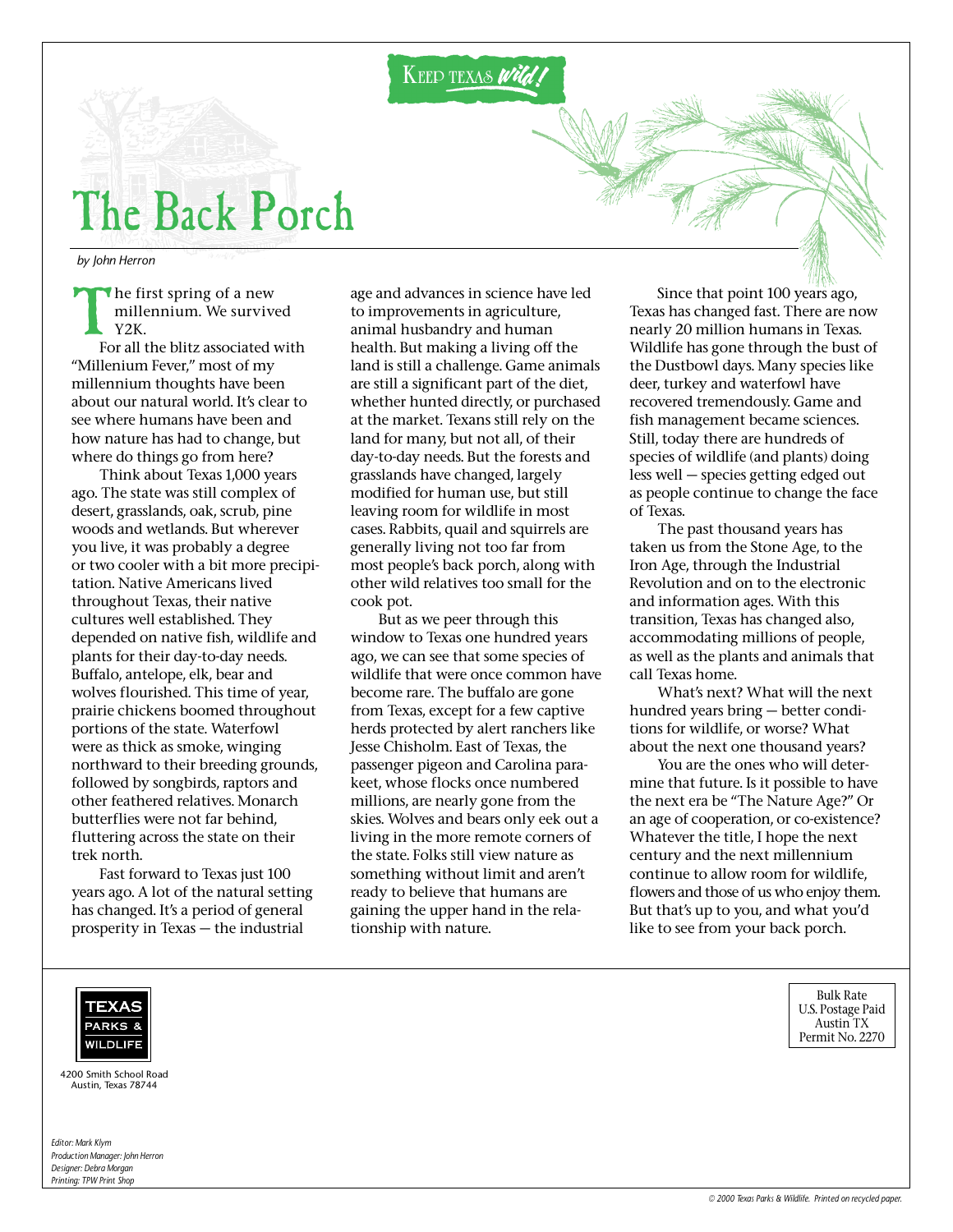KEEP TEXAS *Wild!*

# The Back Porch

*by John Herron*

The first spring of a new millennium. We survived Y2K.

For all the blitz associated with "Millenium Fever," most of my millennium thoughts have been about our natural world. It's clear to see where humans have been and how nature has had to change, but where do things go from here?

Think about Texas 1,000 years ago. The state was still complex of desert, grasslands, oak, scrub, pine woods and wetlands. But wherever you live, it was probably a degree or two cooler with a bit more precipitation. Native Americans lived throughout Texas, their native cultures well established. They depended on native fish, wildlife and plants for their day-to-day needs. Buffalo, antelope, elk, bear and wolves flourished. This time of year, prairie chickens boomed throughout portions of the state. Waterfowl were as thick as smoke, winging northward to their breeding grounds, followed by songbirds, raptors and other feathered relatives. Monarch butterflies were not far behind, fluttering across the state on their trek north.

Fast forward to Texas just 100 years ago. A lot of the natural setting has changed. It's a period of general prosperity in Texas — the industrial age and advances in science have led to improvements in agriculture, animal husbandry and human health. But making a living off the land is still a challenge. Game animals are still a significant part of the diet, whether hunted directly, or purchased at the market. Texans still rely on the land for many, but not all, of their day-to-day needs. But the forests and grasslands have changed, largely modified for human use, but still leaving room for wildlife in most cases. Rabbits, quail and squirrels are generally living not too far from most people's back porch, along with other wild relatives too small for the cook pot.

But as we peer through this window to Texas one hundred years ago, we can see that some species of wildlife that were once common have become rare. The buffalo are gone from Texas, except for a few captive herds protected by alert ranchers like Jesse Chisholm. East of Texas, the passenger pigeon and Carolina parakeet, whose flocks once numbered millions, are nearly gone from the skies. Wolves and bears only eek out a living in the more remote corners of the state. Folks still view nature as something without limit and aren't ready to believe that humans are gaining the upper hand in the relationship with nature.

Since that point 100 years ago, Texas has changed fast. There are now nearly 20 million humans in Texas. Wildlife has gone through the bust of the Dustbowl days. Many species like deer, turkey and waterfowl have recovered tremendously. Game and fish management became sciences. Still, today there are hundreds of species of wildlife (and plants) doing less well — species getting edged out as people continue to change the face of Texas.

The past thousand years has taken us from the Stone Age, to the Iron Age, through the Industrial Revolution and on to the electronic and information ages. With this transition, Texas has changed also, accommodating millions of people, as well as the plants and animals that call Texas home.

What's next? What will the next hundred years bring — better conditions for wildlife, or worse? What about the next one thousand years?

You are the ones who will determine that future. Is it possible to have the next era be "The Nature Age?" Or an age of cooperation, or co-existence? Whatever the title, I hope the next century and the next millennium continue to allow room for wildlife, flowers and those of us who enjoy them. But that's up to you, and what you'd like to see from your back porch.

TEXAS PARKS & WILDLIFE

4200 Smith School Road
Austin, Texas 78744

Bulk Rate
U.S. Postage Paid
Austin TX
Permit No. 2270

*Editor: Mark Klym*
*Production Manager: John Herron*
*Designer: Debra Morgan*
*Printing: TPW Print Shop*

*© 2000 Texas Parks & Wildlife. Printed on recycled paper.*